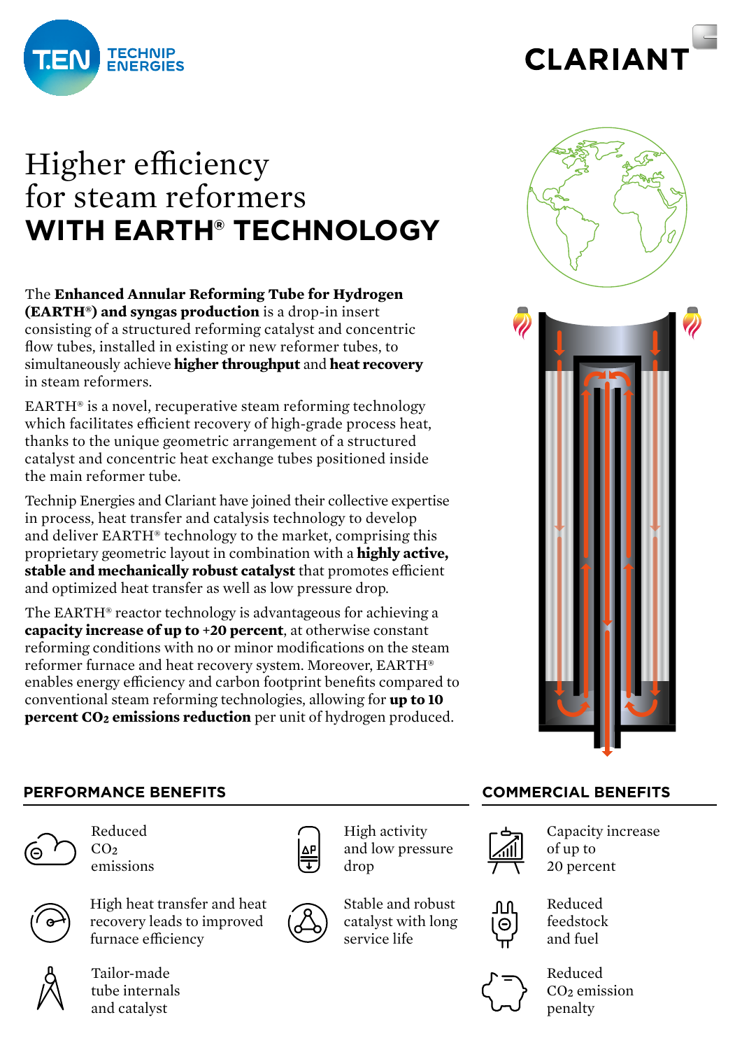# Higher efficiency for steam reformers **WITH EARTH® TECHNOLOGY**

The **Enhanced Annular Reforming Tube for Hydrogen (EARTH®) and syngas production** is a drop-in insert consisting of a structured reforming catalyst and concentric flow tubes, installed in existing or new reformer tubes, to simultaneously achieve **higher throughput** and **heat recovery** in steam reformers.

EARTH® is a novel, recuperative steam reforming technology which facilitates efficient recovery of high-grade process heat, thanks to the unique geometric arrangement of a structured catalyst and concentric heat exchange tubes positioned inside the main reformer tube.

Technip Energies and Clariant have joined their collective expertise in process, heat transfer and catalysis technology to develop and deliver EARTH® technology to the market, comprising this proprietary geometric layout in combination with a **highly active, stable and mechanically robust catalyst** that promotes efficient and optimized heat transfer as well as low pressure drop.

The EARTH® reactor technology is advantageous for achieving a **capacity increase of up to +20 percent**, at otherwise constant reforming conditions with no or minor modifications on the steam reformer furnace and heat recovery system. Moreover, EARTH® enables energy efficiency and carbon footprint benefits compared to conventional steam reforming technologies, allowing for **up to 10 percent $CO_2$ emissions reduction** per unit of hydrogen produced.

## PERFORMANCE BENEFITS

- Reduced $CO_2$ emissions
- High heat transfer and heat recovery leads to improved furnace efficiency
- Tailor-made tube internals and catalyst
- High activity and low pressure drop
- Stable and robust catalyst with long service life

## COMMERCIAL BENEFITS

- Capacity increase of up to 20 percent
- Reduced feedstock and fuel
- Reduced $CO_2$ emission penalty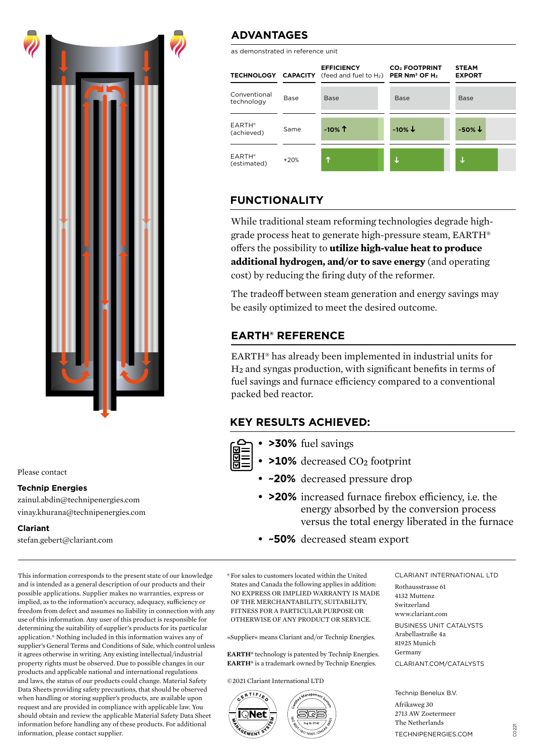## ADVANTAGES

as demonstrated in reference unit

| TECHNOLOGY | CAPACITY | EFFICIENCY (feed and fuel to $H_2$) | $CO_2$ FOOTPRINT PER Nm³ OF $H_2$ | STEAM EXPORT |
|---|---|---|---|---|
| Conventional technology | Base | Base | Base | Base |
| EARTH® (achieved) | Same | ~10% ↑ | ~10% ↓ | ~50% ↓ |
| EARTH® (estimated) | +20% | ↑ | ↓ | ↓ |

## FUNCTIONALITY

While traditional steam reforming technologies degrade high-grade process heat to generate high-pressure steam, EARTH® offers the possibility to **utilize high-value heat to produce additional hydrogen, and/or to save energy** (and operating cost) by reducing the firing duty of the reformer.

The tradeoff between steam generation and energy savings may be easily optimized to meet the desired outcome.

## EARTH® REFERENCE

EARTH® has already been implemented in industrial units for $H_2$ and syngas production, with significant benefits in terms of fuel savings and furnace efficiency compared to a conventional packed bed reactor.

## KEY RESULTS ACHIEVED:

- **>30%** fuel savings
- **>10%** decreased $CO_2$ footprint
- **~20%** decreased pressure drop
- **>20%** increased furnace firebox efficiency, i.e. the energy absorbed by the conversion process versus the total energy liberated in the furnace
- **~50%** decreased steam export

Please contact

**Technip Energies**
zainul.abdin@technipenergies.com
vinay.khurana@technipenergies.com

**Clariant**
stefan.gebert@clariant.com

This information corresponds to the present state of our knowledge and is intended as a general description of our products and their possible applications. Supplier makes no warranties, express or implied, as to the information's accuracy, adequacy, sufficiency or freedom from defect and assumes no liability in connection with any use of this information. Any user of this product is responsible for determining the suitability of supplier's products for its particular application.* Nothing included in this information waives any of supplier's General Terms and Conditions of Sale, which control unless it agrees otherwise in writing. Any existing intellectual/industrial property rights must be observed. Due to possible changes in our products and applicable national and international regulations and laws, the status of our products could change. Material Safety Data Sheets providing safety precautions, that should be observed when handling or storing supplier's products, are available upon request and are provided in compliance with applicable law. You should obtain and review the applicable Material Safety Data Sheet information before handling any of these products. For additional information, please contact supplier.

* For sales to customers located within the United States and Canada the following applies in addition: NO EXPRESS OR IMPLIED WARRANTY IS MADE OF THE MERCHANTABILITY, SUITABILITY, FITNESS FOR A PARTICULAR PURPOSE OR OTHERWISE OF ANY PRODUCT OR SERVICE.

»Supplier« means Clariant and/or Technip Energies.

**EARTH®** technology is patented by Technip Energies.
**EARTH®** is a trademark owned by Technip Energies.

©2021 Clariant International LTD

CLARIANT INTERNATIONAL LTD
Rothausstrasse 61
4132 Muttenz
Switzerland
www.clariant.com

BUSINESS UNIT CATALYSTS
Arabellastraße 4a
81925 Munich
Germany

CLARIANT.COM/CATALYSTS

Technip Benelux B.V.
Afrikaweg 30
2713 AW Zoetermeer
The Netherlands

TECHNIPENERGIES.COM

CO221